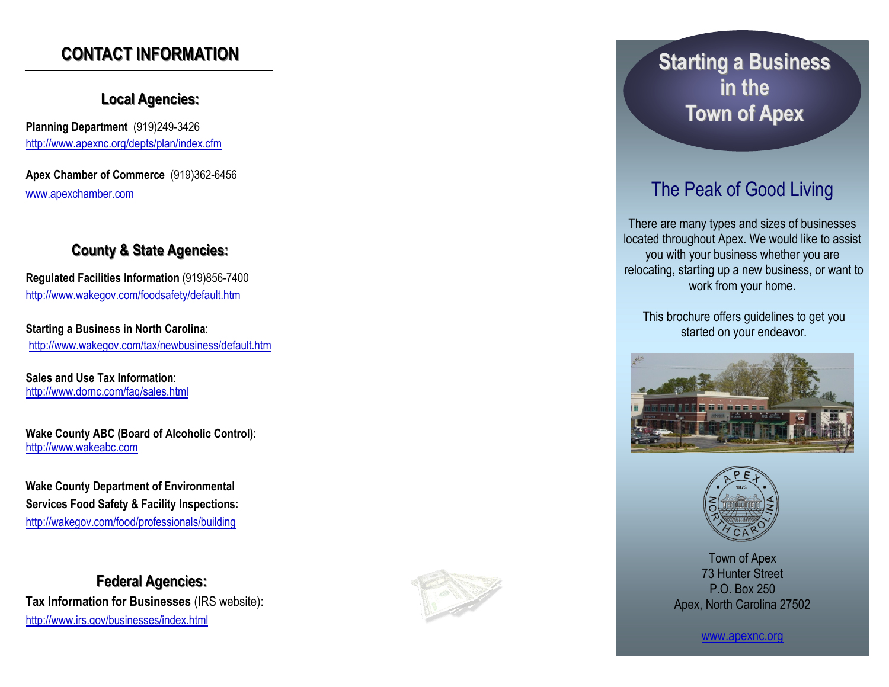# CONTACT INFORMATION

## Local Agencies:

**Planning Department** (919)249-3426
http://www.apexnc.org/depts/plan/index.cfm

**Apex Chamber of Commerce** (919)362-6456
www.apexchamber.com

## County & State Agencies:

**Regulated Facilities Information** (919)856-7400
http://www.wakegov.com/foodsafety/default.htm

**Starting a Business in North Carolina**:
http://www.wakegov.com/tax/newbusiness/default.htm

**Sales and Use Tax Information**:
http://www.dornc.com/faq/sales.html

**Wake County ABC (Board of Alcoholic Control)**:
http://www.wakeabc.com

**Wake County Department of Environmental Services Food Safety & Facility Inspections:**
http://wakegov.com/food/professionals/building

## Federal Agencies:

**Tax Information for Businesses** (IRS website):
http://www.irs.gov/businesses/index.html

# Starting a Business in the Town of Apex

## The Peak of Good Living

There are many types and sizes of businesses located throughout Apex. We would like to assist you with your business whether you are relocating, starting up a new business, or want to work from your home.

This brochure offers guidelines to get you started on your endeavor.

Town of Apex
73 Hunter Street
P.O. Box 250
Apex, North Carolina 27502

www.apexnc.org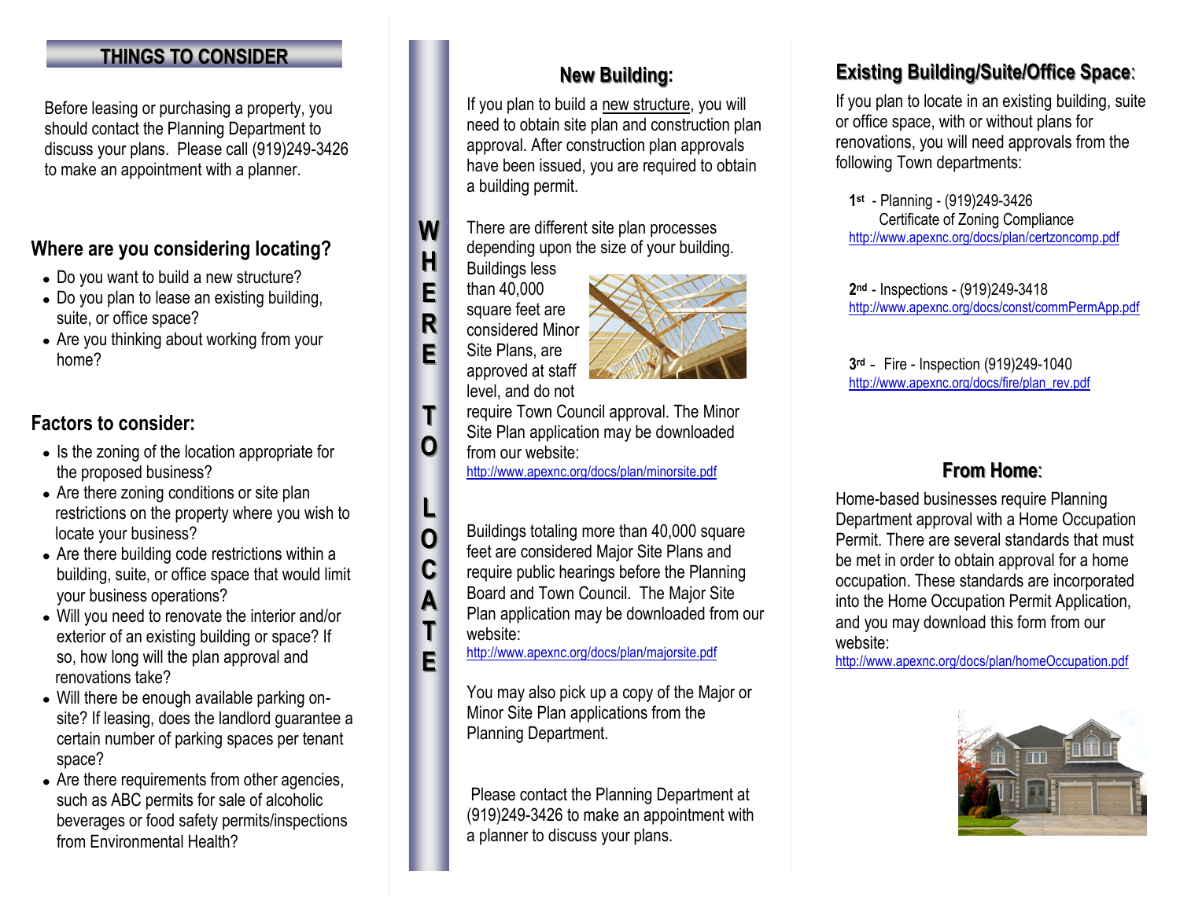## THINGS TO CONSIDER

Before leasing or purchasing a property, you should contact the Planning Department to discuss your plans. Please call (919)249-3426 to make an appointment with a planner.

### Where are you considering locating?

- Do you want to build a new structure?
- Do you plan to lease an existing building, suite, or office space?
- Are you thinking about working from your home?

### Factors to consider:

- Is the zoning of the location appropriate for the proposed business?
- Are there zoning conditions or site plan restrictions on the property where you wish to locate your business?
- Are there building code restrictions within a building, suite, or office space that would limit your business operations?
- Will you need to renovate the interior and/or exterior of an existing building or space? If so, how long will the plan approval and renovations take?
- Will there be enough available parking on-site? If leasing, does the landlord guarantee a certain number of parking spaces per tenant space?
- Are there requirements from other agencies, such as ABC permits for sale of alcoholic beverages or food safety permits/inspections from Environmental Health?

# WHERE TO LOCATE

### New Building:

If you plan to build a new structure, you will need to obtain site plan and construction plan approval. After construction plan approvals have been issued, you are required to obtain a building permit.

There are different site plan processes depending upon the size of your building. Buildings less than 40,000 square feet are considered Minor Site Plans, are approved at staff level, and do not require Town Council approval. The Minor Site Plan application may be downloaded from our website:
http://www.apexnc.org/docs/plan/minorsite.pdf

Buildings totaling more than 40,000 square feet are considered Major Site Plans and require public hearings before the Planning Board and Town Council. The Major Site Plan application may be downloaded from our website:
http://www.apexnc.org/docs/plan/majorsite.pdf

You may also pick up a copy of the Major or Minor Site Plan applications from the Planning Department.

Please contact the Planning Department at (919)249-3426 to make an appointment with a planner to discuss your plans.

### Existing Building/Suite/Office Space:

If you plan to locate in an existing building, suite or office space, with or without plans for renovations, you will need approvals from the following Town departments:

1st - Planning - (919)249-3426
Certificate of Zoning Compliance
http://www.apexnc.org/docs/plan/certzoncomp.pdf

2nd - Inspections - (919)249-3418
http://www.apexnc.org/docs/const/commPermApp.pdf

3rd - Fire - Inspection (919)249-1040
http://www.apexnc.org/docs/fire/plan_rev.pdf

### From Home:

Home-based businesses require Planning Department approval with a Home Occupation Permit. There are several standards that must be met in order to obtain approval for a home occupation. These standards are incorporated into the Home Occupation Permit Application, and you may download this form from our website:
http://www.apexnc.org/docs/plan/homeOccupation.pdf